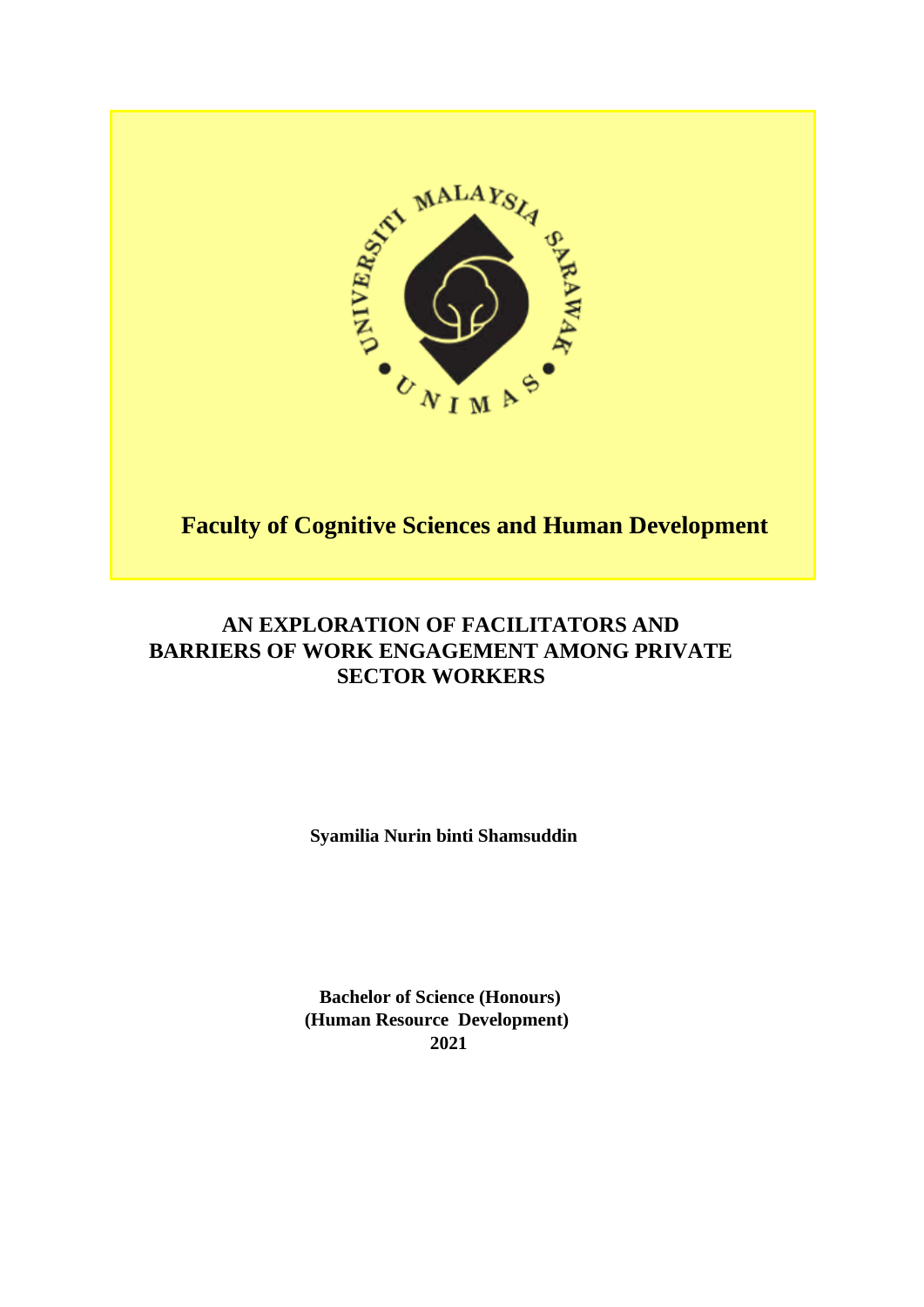**Faculty of Cognitive Sciences and Human Development**

# AN EXPLORATION OF FACILITATORS AND BARRIERS OF WORK ENGAGEMENT AMONG PRIVATE SECTOR WORKERS

**Syamilia Nurin binti Shamsuddin**

**Bachelor of Science (Honours)**
**(Human Resource Development)**
**2021**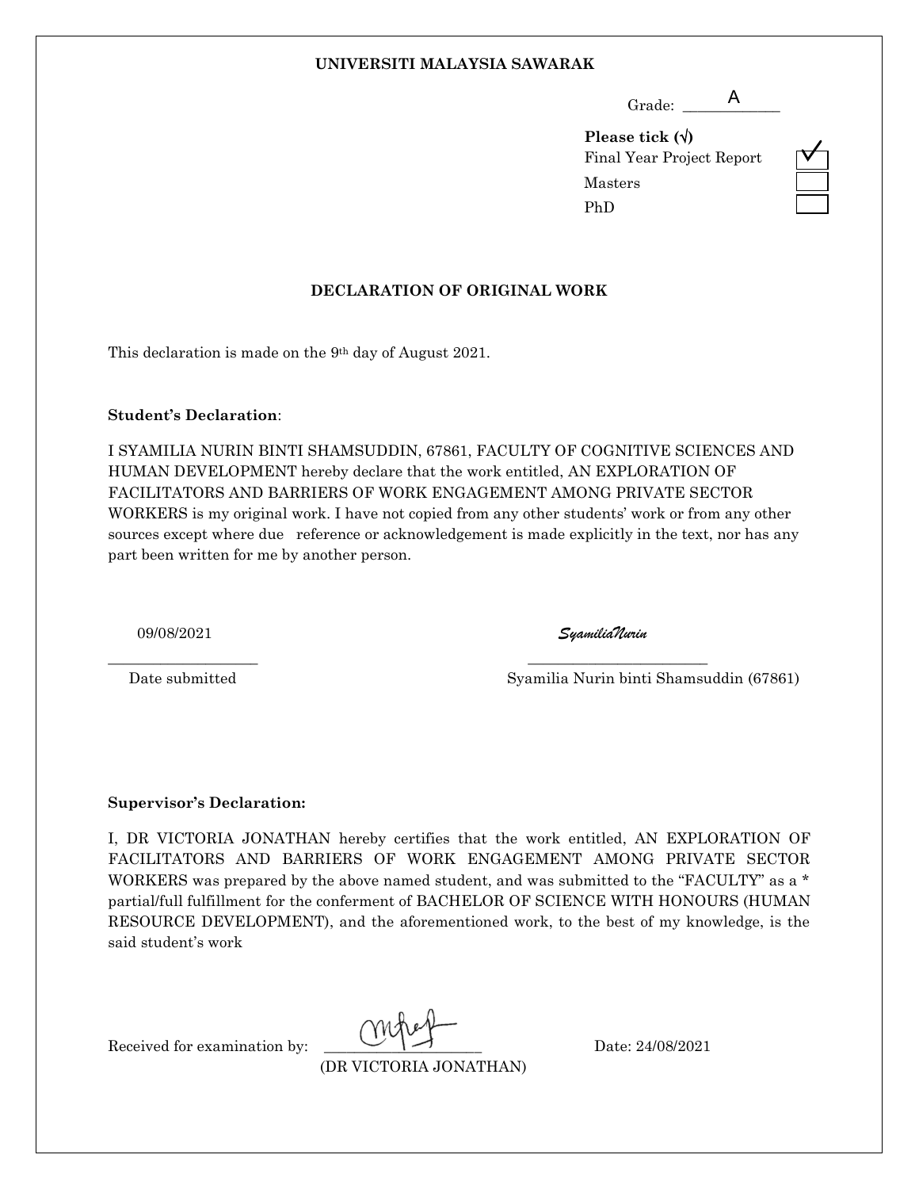**UNIVERSITI MALAYSIA SAWARAK**

Grade: A

**Please tick (√)**

| | |
|---|---|
| Final Year Project Report | √ |
| Masters | |
| PhD | |

**DECLARATION OF ORIGINAL WORK**

This declaration is made on the 9th day of August 2021.

**Student's Declaration**:

I SYAMILIA NURIN BINTI SHAMSUDDIN, 67861, FACULTY OF COGNITIVE SCIENCES AND HUMAN DEVELOPMENT hereby declare that the work entitled, AN EXPLORATION OF FACILITATORS AND BARRIERS OF WORK ENGAGEMENT AMONG PRIVATE SECTOR WORKERS is my original work. I have not copied from any other students' work or from any other sources except where due reference or acknowledgement is made explicitly in the text, nor has any part been written for me by another person.

09/08/2021 — Date submitted

*SyamiliaNurin* — Syamilia Nurin binti Shamsuddin (67861)

**Supervisor's Declaration:**

I, DR VICTORIA JONATHAN hereby certifies that the work entitled, AN EXPLORATION OF FACILITATORS AND BARRIERS OF WORK ENGAGEMENT AMONG PRIVATE SECTOR WORKERS was prepared by the above named student, and was submitted to the "FACULTY" as a * partial/full fulfillment for the conferment of BACHELOR OF SCIENCE WITH HONOURS (HUMAN RESOURCE DEVELOPMENT), and the aforementioned work, to the best of my knowledge, is the said student's work

Received for examination by: ____________________ (DR VICTORIA JONATHAN)

Date: 24/08/2021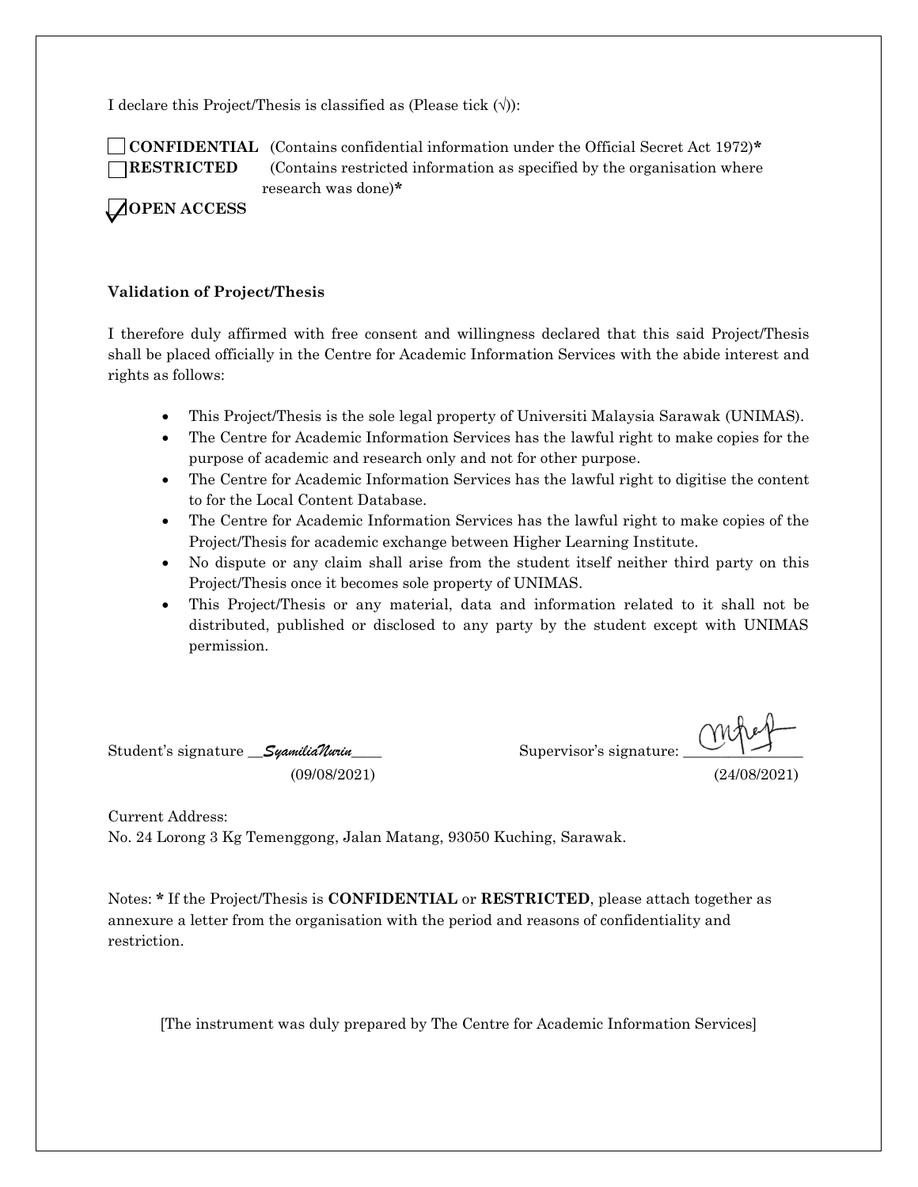I declare this Project/Thesis is classified as (Please tick (√)):

☐ **CONFIDENTIAL** (Contains confidential information under the Official Secret Act 1972)*
☐ **RESTRICTED** (Contains restricted information as specified by the organisation where research was done)*
☑ **OPEN ACCESS**

**Validation of Project/Thesis**

I therefore duly affirmed with free consent and willingness declared that this said Project/Thesis shall be placed officially in the Centre for Academic Information Services with the abide interest and rights as follows:

- This Project/Thesis is the sole legal property of Universiti Malaysia Sarawak (UNIMAS).
- The Centre for Academic Information Services has the lawful right to make copies for the purpose of academic and research only and not for other purpose.
- The Centre for Academic Information Services has the lawful right to digitise the content to for the Local Content Database.
- The Centre for Academic Information Services has the lawful right to make copies of the Project/Thesis for academic exchange between Higher Learning Institute.
- No dispute or any claim shall arise from the student itself neither third party on this Project/Thesis once it becomes sole property of UNIMAS.
- This Project/Thesis or any material, data and information related to it shall not be distributed, published or disclosed to any party by the student except with UNIMAS permission.

Student's signature __*SyamiliaNurin*____ (09/08/2021)

Supervisor's signature: ________________ (24/08/2021)

Current Address:
No. 24 Lorong 3 Kg Temenggong, Jalan Matang, 93050 Kuching, Sarawak.

Notes: * If the Project/Thesis is **CONFIDENTIAL** or **RESTRICTED**, please attach together as annexure a letter from the organisation with the period and reasons of confidentiality and restriction.

[The instrument was duly prepared by The Centre for Academic Information Services]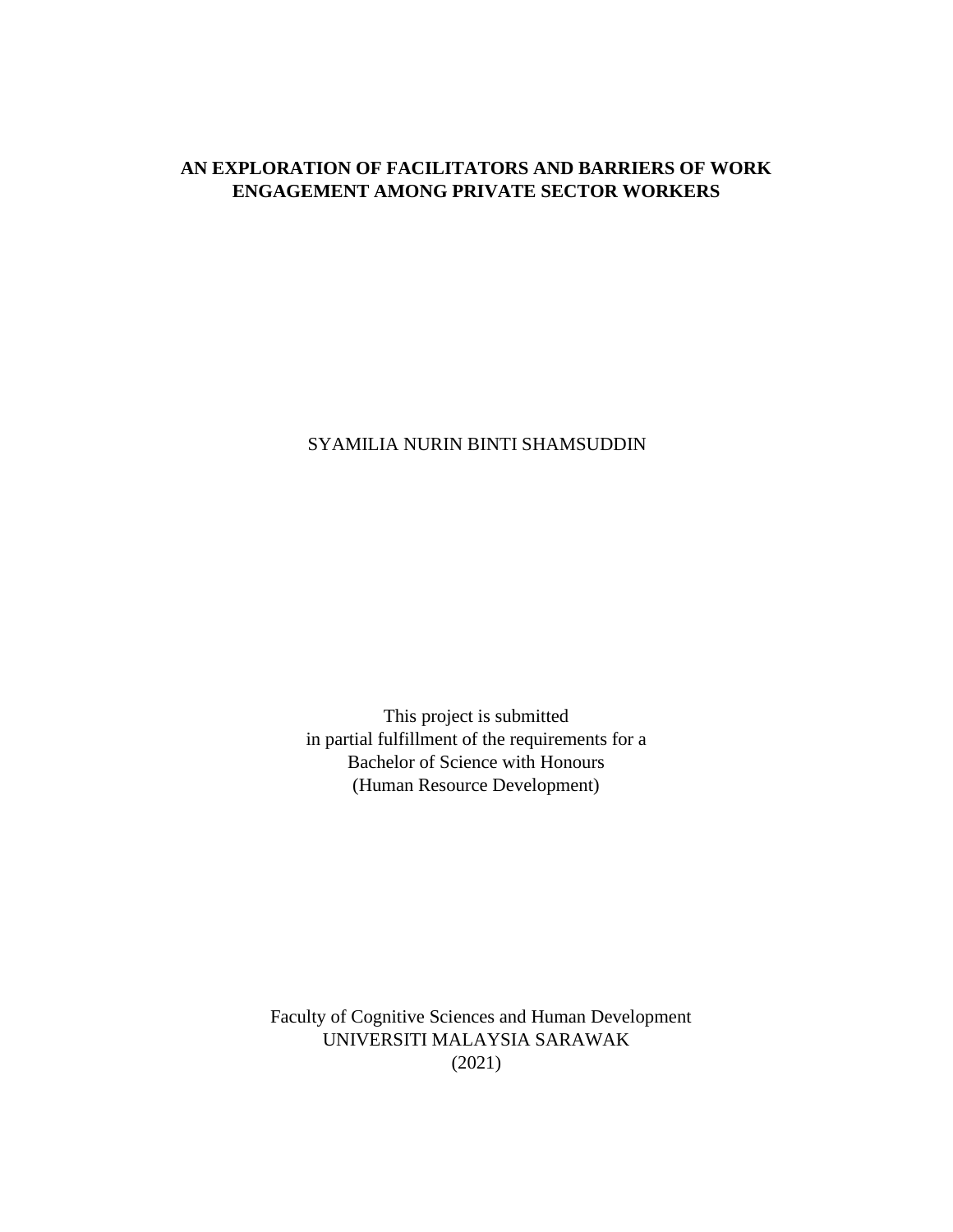**AN EXPLORATION OF FACILITATORS AND BARRIERS OF WORK ENGAGEMENT AMONG PRIVATE SECTOR WORKERS**

SYAMILIA NURIN BINTI SHAMSUDDIN

This project is submitted
in partial fulfillment of the requirements for a
Bachelor of Science with Honours
(Human Resource Development)

Faculty of Cognitive Sciences and Human Development
UNIVERSITI MALAYSIA SARAWAK
(2021)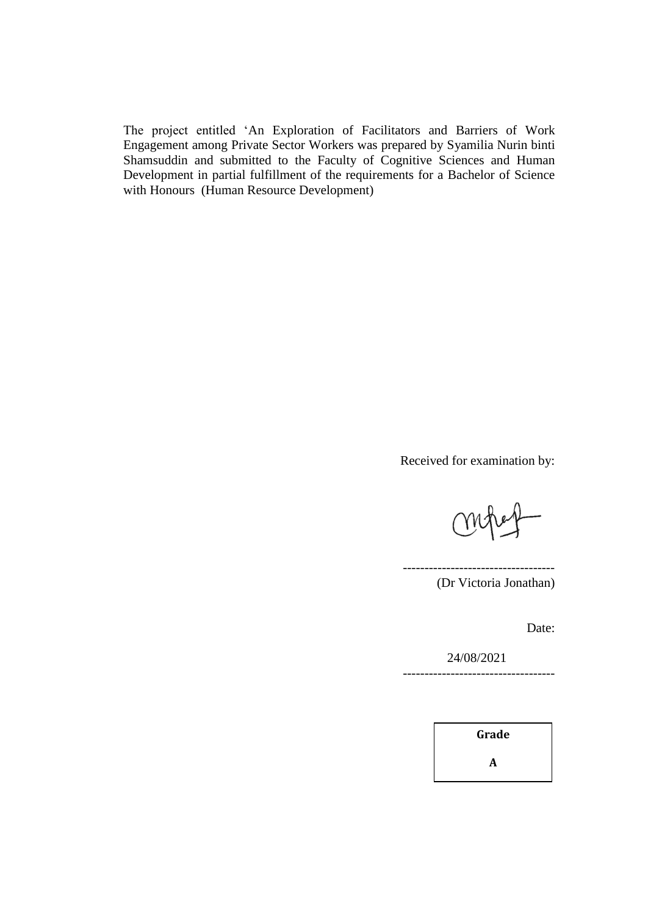The project entitled 'An Exploration of Facilitators and Barriers of Work Engagement among Private Sector Workers was prepared by Syamilia Nurin binti Shamsuddin and submitted to the Faculty of Cognitive Sciences and Human Development in partial fulfillment of the requirements for a Bachelor of Science with Honours (Human Resource Development)

Received for examination by:

-----------------------------------
(Dr Victoria Jonathan)

Date:

24/08/2021
-----------------------------------

| Grade |
| --- |
| A |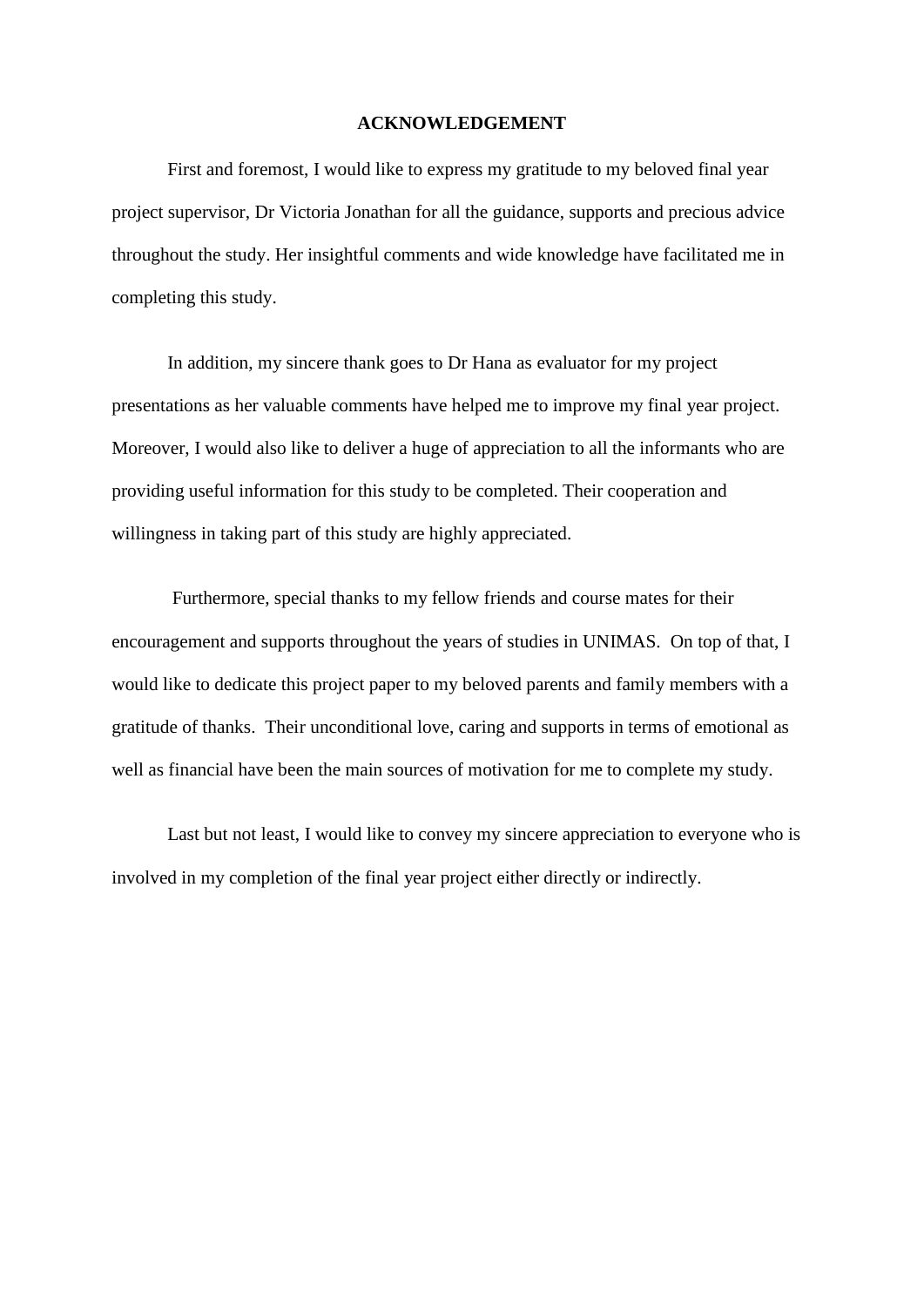# ACKNOWLEDGEMENT

First and foremost, I would like to express my gratitude to my beloved final year project supervisor, Dr Victoria Jonathan for all the guidance, supports and precious advice throughout the study. Her insightful comments and wide knowledge have facilitated me in completing this study.

In addition, my sincere thank goes to Dr Hana as evaluator for my project presentations as her valuable comments have helped me to improve my final year project. Moreover, I would also like to deliver a huge of appreciation to all the informants who are providing useful information for this study to be completed. Their cooperation and willingness in taking part of this study are highly appreciated.

Furthermore, special thanks to my fellow friends and course mates for their encouragement and supports throughout the years of studies in UNIMAS. On top of that, I would like to dedicate this project paper to my beloved parents and family members with a gratitude of thanks. Their unconditional love, caring and supports in terms of emotional as well as financial have been the main sources of motivation for me to complete my study.

Last but not least, I would like to convey my sincere appreciation to everyone who is involved in my completion of the final year project either directly or indirectly.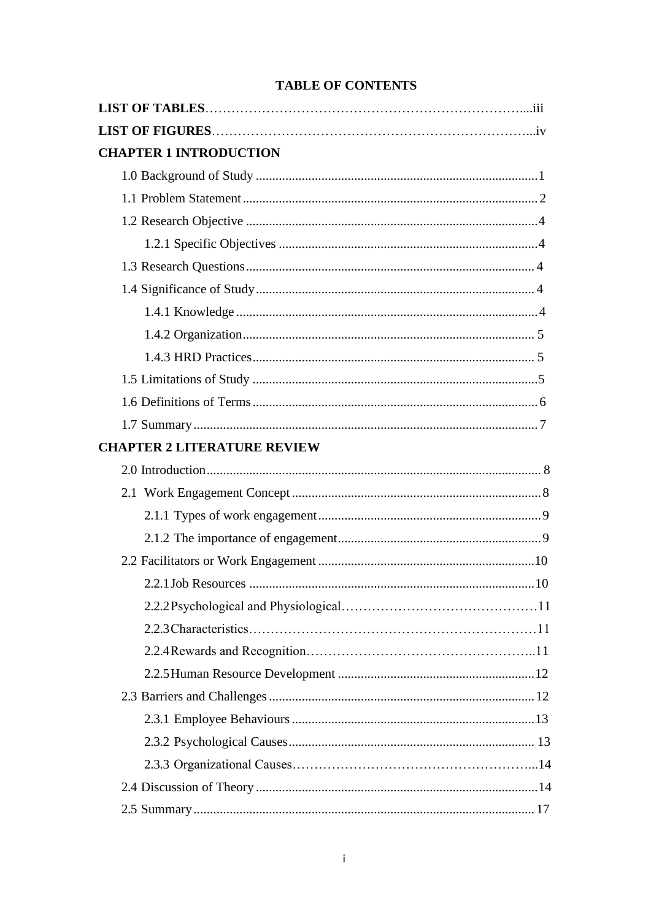# TABLE OF CONTENTS

**LIST OF TABLES**……………………………………………………………………...iii

**LIST OF FIGURES**…………………………………………………………………...iv

**CHAPTER 1 INTRODUCTION**

- 1.0 Background of Study ........................................................................................1
- 1.1 Problem Statement ........................................................................................... 2
- 1.2 Research Objective ...........................................................................................4
  - 1.2.1 Specific Objectives ..................................................................................4
- 1.3 Research Questions .......................................................................................... 4
- 1.4 Significance of Study ....................................................................................... 4
  - 1.4.1 Knowledge ..............................................................................................4
  - 1.4.2 Organization ........................................................................................... 5
  - 1.4.3 HRD Practices ........................................................................................ 5
- 1.5 Limitations of Study .........................................................................................5
- 1.6 Definitions of Terms ......................................................................................... 6
- 1.7 Summary ........................................................................................................... 7

**CHAPTER 2 LITERATURE REVIEW**

- 2.0 Introduction ....................................................................................................... 8
- 2.1 Work Engagement Concept ..............................................................................8
  - 2.1.1 Types of work engagement ......................................................................9
  - 2.1.2 The importance of engagement ................................................................9
- 2.2 Facilitators or Work Engagement ....................................................................10
  - 2.2.1 Job Resources .........................................................................................10
  - 2.2.2 Psychological and Physiological……………………………………….11
  - 2.2.3 Characteristics…………………………………………………………11
  - 2.2.4 Rewards and Recognition……………………………………………..11
  - 2.2.5 Human Resource Development ..............................................................12
- 2.3 Barriers and Challenges ...................................................................................12
  - 2.3.1 Employee Behaviours ............................................................................13
  - 2.3.2 Psychological Causes ............................................................................. 13
  - 2.3.3 Organizational Causes……………………………………………….....14
- 2.4 Discussion of Theory ........................................................................................14
- 2.5 Summary .......................................................................................................... 17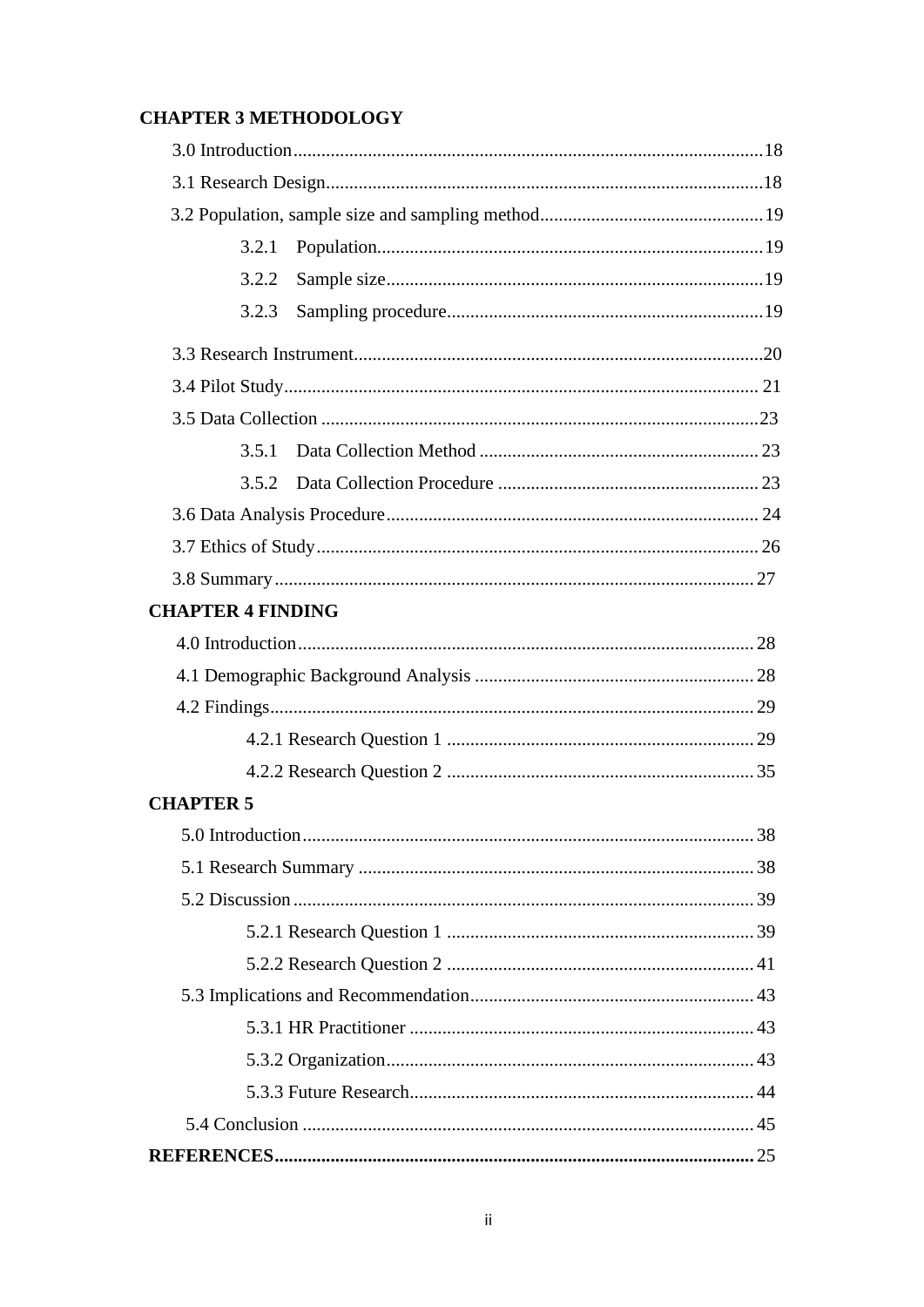**CHAPTER 3 METHODOLOGY**

3.0 Introduction....................................................................................................18

3.1 Research Design.............................................................................................18

3.2 Population, sample size and sampling method................................................19

- 3.2.1 Population..................................................................................19
- 3.2.2 Sample size................................................................................19
- 3.2.3 Sampling procedure...................................................................19

3.3 Research Instrument.......................................................................................20

3.4 Pilot Study..................................................................................................... 21

3.5 Data Collection .............................................................................................23

- 3.5.1 Data Collection Method ............................................................23
- 3.5.2 Data Collection Procedure ........................................................23

3.6 Data Analysis Procedure............................................................................... 24

3.7 Ethics of Study..............................................................................................26

3.8 Summary.......................................................................................................27

**CHAPTER 4 FINDING**

4.0 Introduction.................................................................................................28

4.1 Demographic Background Analysis ............................................................28

4.2 Findings........................................................................................................29

- 4.2.1 Research Question 1 ..................................................................29
- 4.2.2 Research Question 2 ..................................................................35

**CHAPTER 5**

5.0 Introduction.................................................................................................38

5.1 Research Summary .....................................................................................38

5.2 Discussion ...................................................................................................39

- 5.2.1 Research Question 1 ..................................................................39
- 5.2.2 Research Question 2 ..................................................................41

5.3 Implications and Recommendation.............................................................43

- 5.3.1 HR Practitioner ..........................................................................43
- 5.3.2 Organization...............................................................................43
- 5.3.3 Future Research..........................................................................44

5.4 Conclusion .................................................................................................45

**REFERENCES.......................................................................................................25**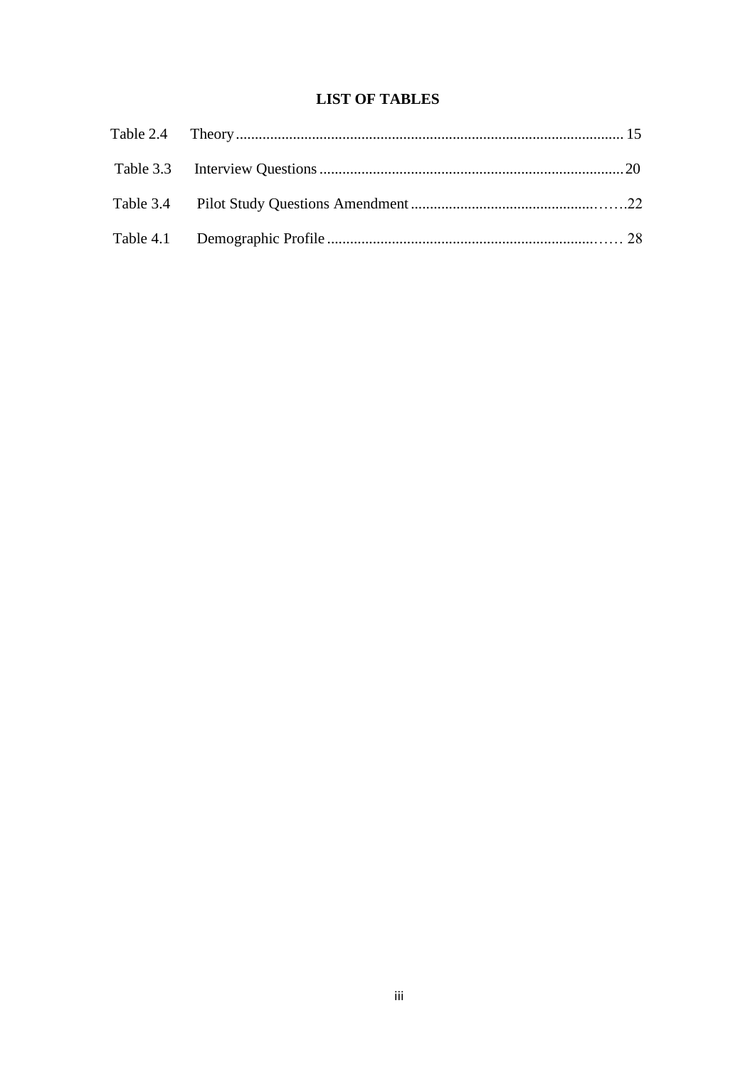# LIST OF TABLES

Table 2.4 Theory ..................................................................................................... 15

Table 3.3 Interview Questions ................................................................................ 20

Table 3.4 Pilot Study Questions Amendment ......................................................... 22

Table 4.1 Demographic Profile .............................................................................. 28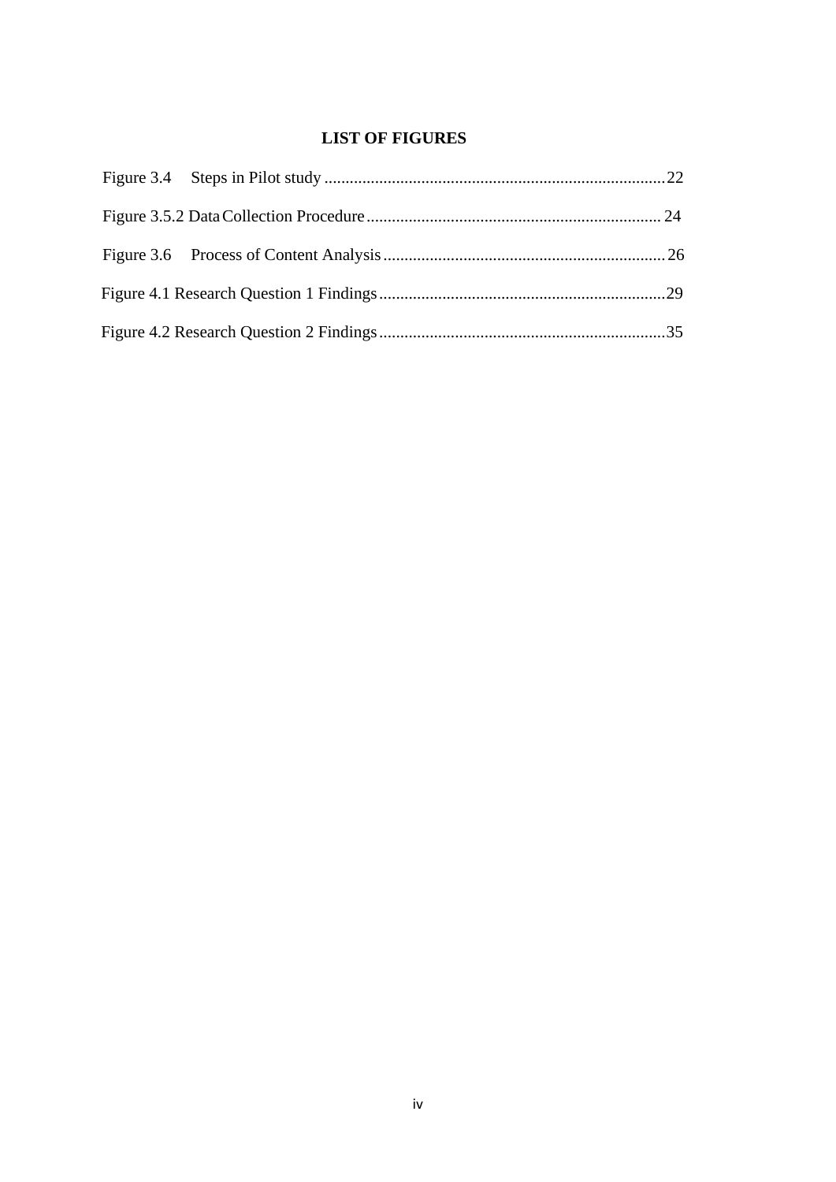# LIST OF FIGURES

Figure 3.4 Steps in Pilot study ....................................................................................22

Figure 3.5.2 Data Collection Procedure ....................................................................... 24

Figure 3.6 Process of Content Analysis ......................................................................26

Figure 4.1 Research Question 1 Findings .....................................................................29

Figure 4.2 Research Question 2 Findings .....................................................................35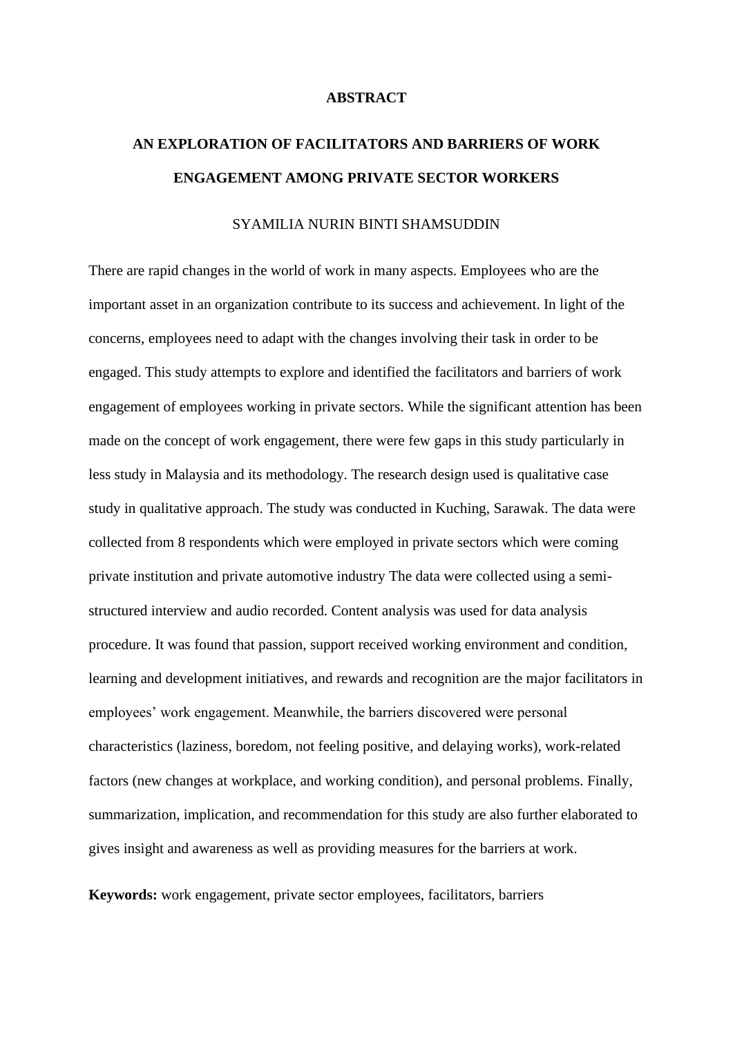# ABSTRACT

## AN EXPLORATION OF FACILITATORS AND BARRIERS OF WORK ENGAGEMENT AMONG PRIVATE SECTOR WORKERS

SYAMILIA NURIN BINTI SHAMSUDDIN

There are rapid changes in the world of work in many aspects. Employees who are the important asset in an organization contribute to its success and achievement. In light of the concerns, employees need to adapt with the changes involving their task in order to be engaged. This study attempts to explore and identified the facilitators and barriers of work engagement of employees working in private sectors. While the significant attention has been made on the concept of work engagement, there were few gaps in this study particularly in less study in Malaysia and its methodology. The research design used is qualitative case study in qualitative approach. The study was conducted in Kuching, Sarawak. The data were collected from 8 respondents which were employed in private sectors which were coming private institution and private automotive industry The data were collected using a semi-structured interview and audio recorded. Content analysis was used for data analysis procedure. It was found that passion, support received working environment and condition, learning and development initiatives, and rewards and recognition are the major facilitators in employees' work engagement. Meanwhile, the barriers discovered were personal characteristics (laziness, boredom, not feeling positive, and delaying works), work-related factors (new changes at workplace, and working condition), and personal problems. Finally, summarization, implication, and recommendation for this study are also further elaborated to gives insight and awareness as well as providing measures for the barriers at work.

**Keywords:** work engagement, private sector employees, facilitators, barriers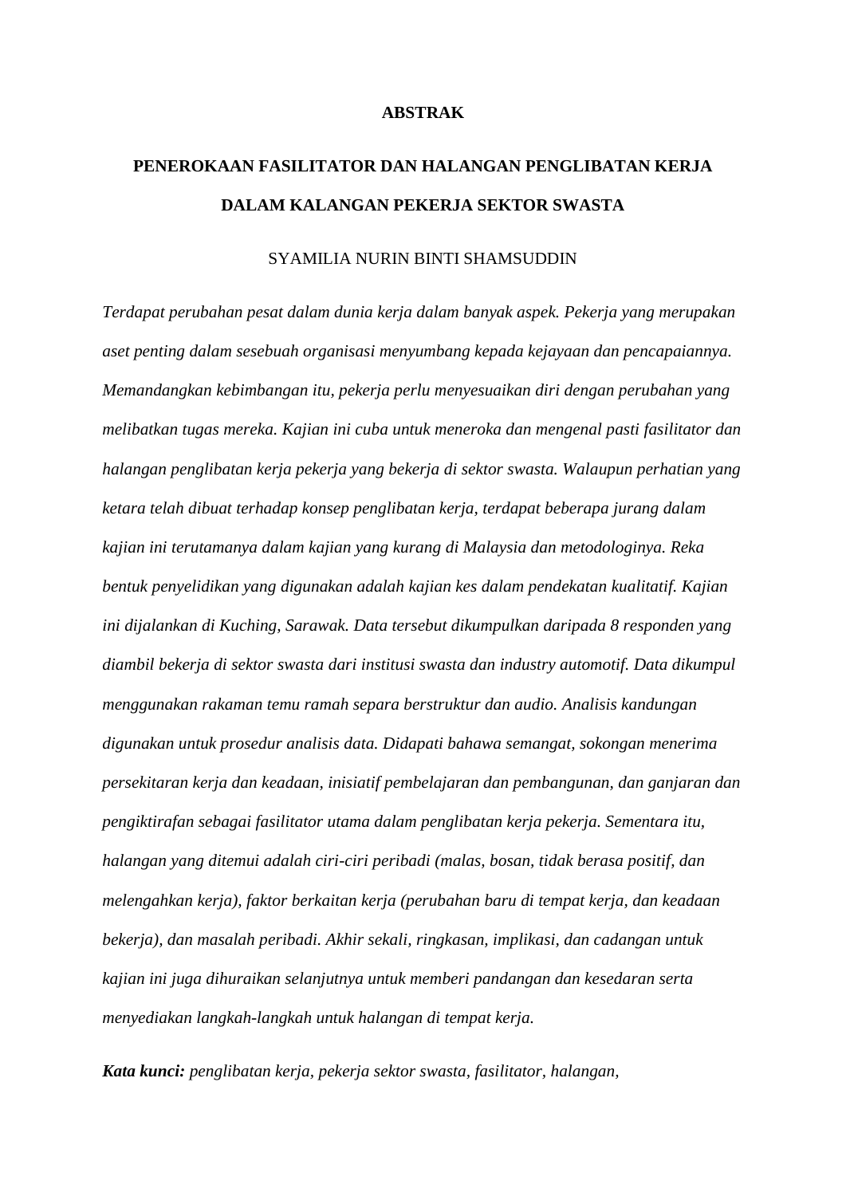# ABSTRAK

## PENEROKAAN FASILITATOR DAN HALANGAN PENGLIBATAN KERJA DALAM KALANGAN PEKERJA SEKTOR SWASTA

SYAMILIA NURIN BINTI SHAMSUDDIN

*Terdapat perubahan pesat dalam dunia kerja dalam banyak aspek. Pekerja yang merupakan aset penting dalam sesebuah organisasi menyumbang kepada kejayaan dan pencapaiannya. Memandangkan kebimbangan itu, pekerja perlu menyesuaikan diri dengan perubahan yang melibatkan tugas mereka. Kajian ini cuba untuk meneroka dan mengenal pasti fasilitator dan halangan penglibatan kerja pekerja yang bekerja di sektor swasta. Walaupun perhatian yang ketara telah dibuat terhadap konsep penglibatan kerja, terdapat beberapa jurang dalam kajian ini terutamanya dalam kajian yang kurang di Malaysia dan metodologinya. Reka bentuk penyelidikan yang digunakan adalah kajian kes dalam pendekatan kualitatif. Kajian ini dijalankan di Kuching, Sarawak. Data tersebut dikumpulkan daripada 8 responden yang diambil bekerja di sektor swasta dari institusi swasta dan industry automotif. Data dikumpul menggunakan rakaman temu ramah separa berstruktur dan audio. Analisis kandungan digunakan untuk prosedur analisis data. Didapati bahawa semangat, sokongan menerima persekitaran kerja dan keadaan, inisiatif pembelajaran dan pembangunan, dan ganjaran dan pengiktirafan sebagai fasilitator utama dalam penglibatan kerja pekerja. Sementara itu, halangan yang ditemui adalah ciri-ciri peribadi (malas, bosan, tidak berasa positif, dan melengahkan kerja), faktor berkaitan kerja (perubahan baru di tempat kerja, dan keadaan bekerja), dan masalah peribadi. Akhir sekali, ringkasan, implikasi, dan cadangan untuk kajian ini juga dihuraikan selanjutnya untuk memberi pandangan dan kesedaran serta menyediakan langkah-langkah untuk halangan di tempat kerja.*

***Kata kunci:*** *penglibatan kerja, pekerja sektor swasta, fasilitator, halangan,*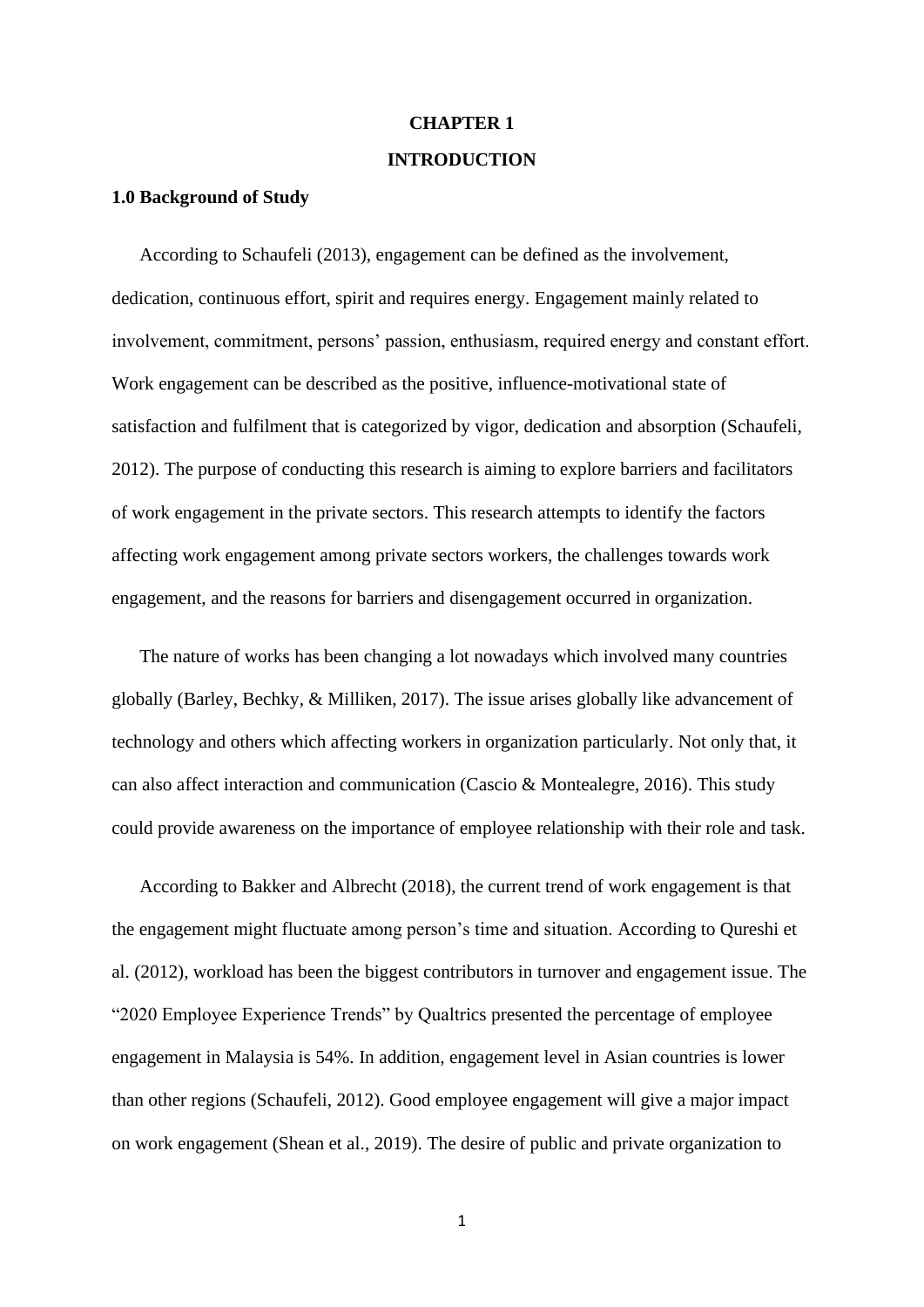# CHAPTER 1

# INTRODUCTION

## 1.0 Background of Study

According to Schaufeli (2013), engagement can be defined as the involvement, dedication, continuous effort, spirit and requires energy. Engagement mainly related to involvement, commitment, persons' passion, enthusiasm, required energy and constant effort. Work engagement can be described as the positive, influence-motivational state of satisfaction and fulfilment that is categorized by vigor, dedication and absorption (Schaufeli, 2012). The purpose of conducting this research is aiming to explore barriers and facilitators of work engagement in the private sectors. This research attempts to identify the factors affecting work engagement among private sectors workers, the challenges towards work engagement, and the reasons for barriers and disengagement occurred in organization.

The nature of works has been changing a lot nowadays which involved many countries globally (Barley, Bechky, & Milliken, 2017). The issue arises globally like advancement of technology and others which affecting workers in organization particularly. Not only that, it can also affect interaction and communication (Cascio & Montealegre, 2016). This study could provide awareness on the importance of employee relationship with their role and task.

According to Bakker and Albrecht (2018), the current trend of work engagement is that the engagement might fluctuate among person's time and situation. According to Qureshi et al. (2012), workload has been the biggest contributors in turnover and engagement issue. The "2020 Employee Experience Trends" by Qualtrics presented the percentage of employee engagement in Malaysia is 54%. In addition, engagement level in Asian countries is lower than other regions (Schaufeli, 2012). Good employee engagement will give a major impact on work engagement (Shean et al., 2019). The desire of public and private organization to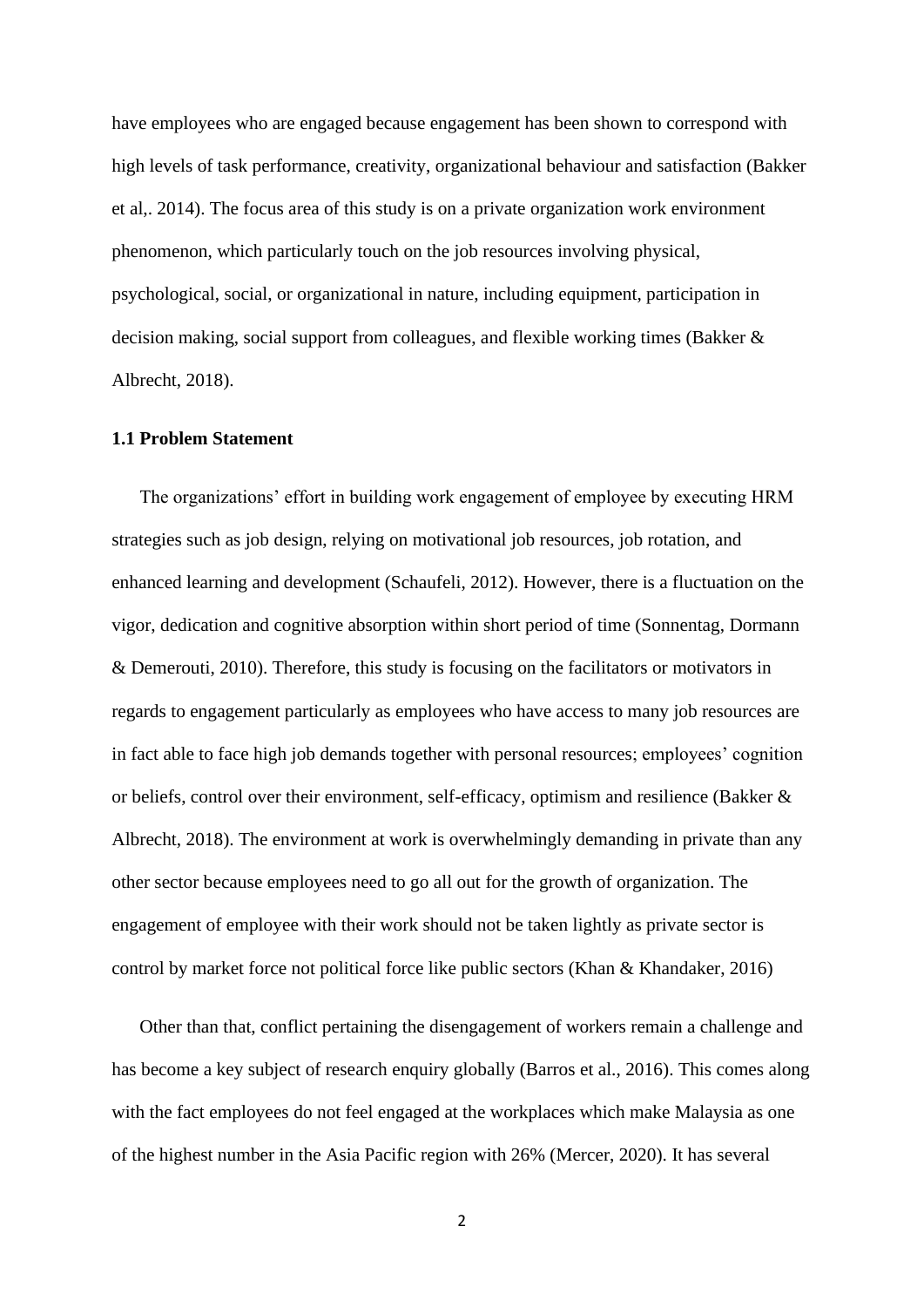have employees who are engaged because engagement has been shown to correspond with high levels of task performance, creativity, organizational behaviour and satisfaction (Bakker et al,. 2014). The focus area of this study is on a private organization work environment phenomenon, which particularly touch on the job resources involving physical, psychological, social, or organizational in nature, including equipment, participation in decision making, social support from colleagues, and flexible working times (Bakker & Albrecht, 2018).

### 1.1 Problem Statement

The organizations' effort in building work engagement of employee by executing HRM strategies such as job design, relying on motivational job resources, job rotation, and enhanced learning and development (Schaufeli, 2012). However, there is a fluctuation on the vigor, dedication and cognitive absorption within short period of time (Sonnentag, Dormann & Demerouti, 2010). Therefore, this study is focusing on the facilitators or motivators in regards to engagement particularly as employees who have access to many job resources are in fact able to face high job demands together with personal resources; employees' cognition or beliefs, control over their environment, self-efficacy, optimism and resilience (Bakker & Albrecht, 2018). The environment at work is overwhelmingly demanding in private than any other sector because employees need to go all out for the growth of organization. The engagement of employee with their work should not be taken lightly as private sector is control by market force not political force like public sectors (Khan & Khandaker, 2016)

Other than that, conflict pertaining the disengagement of workers remain a challenge and has become a key subject of research enquiry globally (Barros et al., 2016). This comes along with the fact employees do not feel engaged at the workplaces which make Malaysia as one of the highest number in the Asia Pacific region with 26% (Mercer, 2020). It has several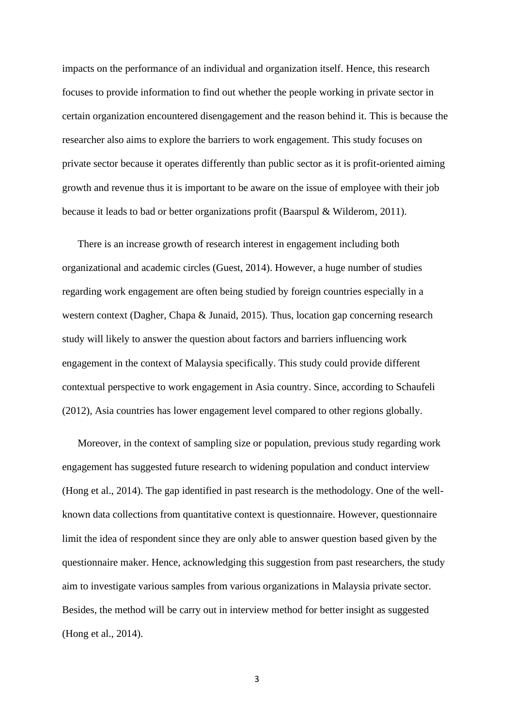impacts on the performance of an individual and organization itself. Hence, this research focuses to provide information to find out whether the people working in private sector in certain organization encountered disengagement and the reason behind it. This is because the researcher also aims to explore the barriers to work engagement. This study focuses on private sector because it operates differently than public sector as it is profit-oriented aiming growth and revenue thus it is important to be aware on the issue of employee with their job because it leads to bad or better organizations profit (Baarspul & Wilderom, 2011).

There is an increase growth of research interest in engagement including both organizational and academic circles (Guest, 2014). However, a huge number of studies regarding work engagement are often being studied by foreign countries especially in a western context (Dagher, Chapa & Junaid, 2015). Thus, location gap concerning research study will likely to answer the question about factors and barriers influencing work engagement in the context of Malaysia specifically. This study could provide different contextual perspective to work engagement in Asia country. Since, according to Schaufeli (2012), Asia countries has lower engagement level compared to other regions globally.

Moreover, in the context of sampling size or population, previous study regarding work engagement has suggested future research to widening population and conduct interview (Hong et al., 2014). The gap identified in past research is the methodology. One of the well-known data collections from quantitative context is questionnaire. However, questionnaire limit the idea of respondent since they are only able to answer question based given by the questionnaire maker. Hence, acknowledging this suggestion from past researchers, the study aim to investigate various samples from various organizations in Malaysia private sector. Besides, the method will be carry out in interview method for better insight as suggested (Hong et al., 2014).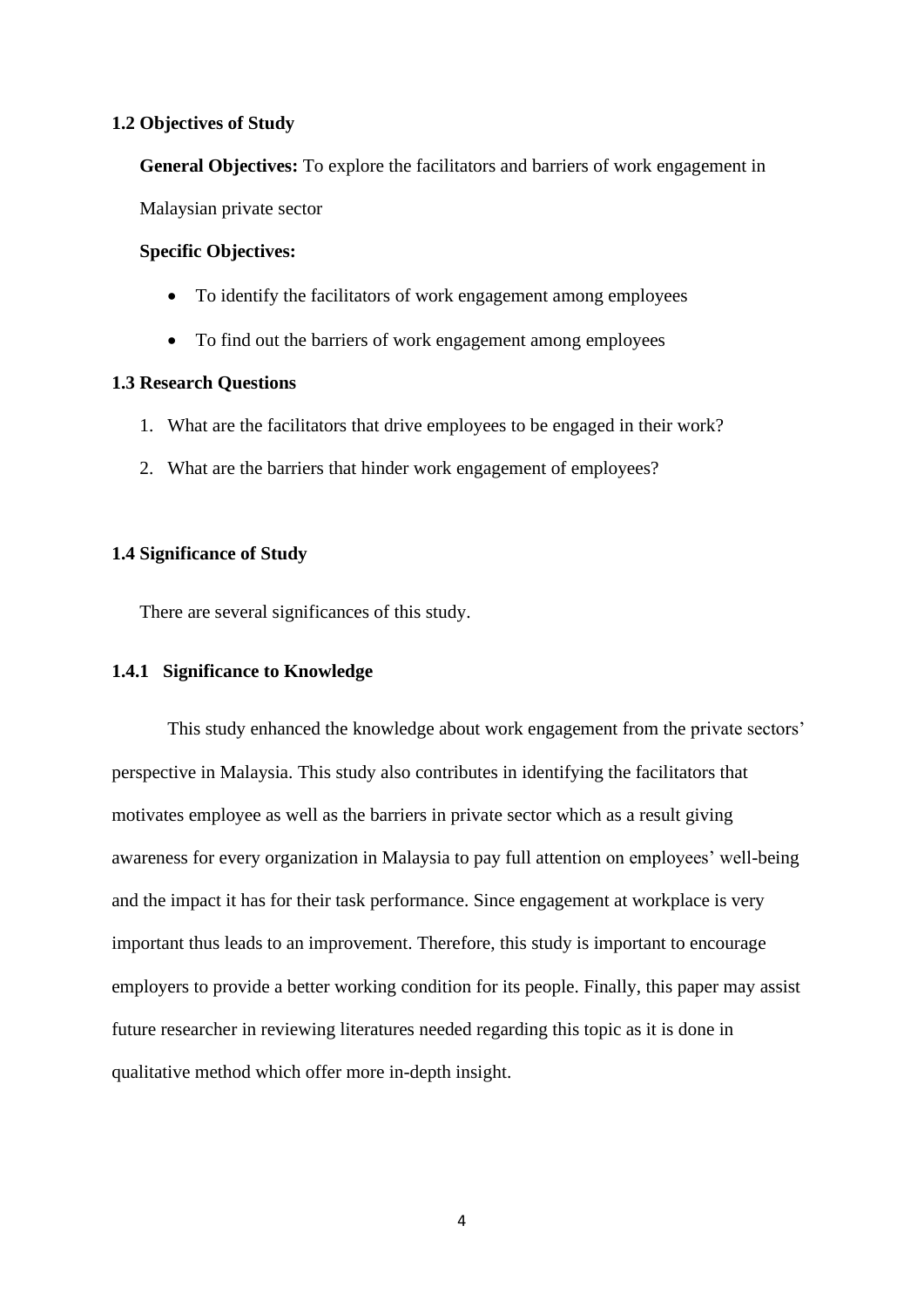## 1.2 Objectives of Study

**General Objectives:** To explore the facilitators and barriers of work engagement in Malaysian private sector

**Specific Objectives:**

- To identify the facilitators of work engagement among employees
- To find out the barriers of work engagement among employees

## 1.3 Research Questions

1. What are the facilitators that drive employees to be engaged in their work?
2. What are the barriers that hinder work engagement of employees?

## 1.4 Significance of Study

There are several significances of this study.

### 1.4.1 Significance to Knowledge

This study enhanced the knowledge about work engagement from the private sectors' perspective in Malaysia. This study also contributes in identifying the facilitators that motivates employee as well as the barriers in private sector which as a result giving awareness for every organization in Malaysia to pay full attention on employees' well-being and the impact it has for their task performance. Since engagement at workplace is very important thus leads to an improvement. Therefore, this study is important to encourage employers to provide a better working condition for its people. Finally, this paper may assist future researcher in reviewing literatures needed regarding this topic as it is done in qualitative method which offer more in-depth insight.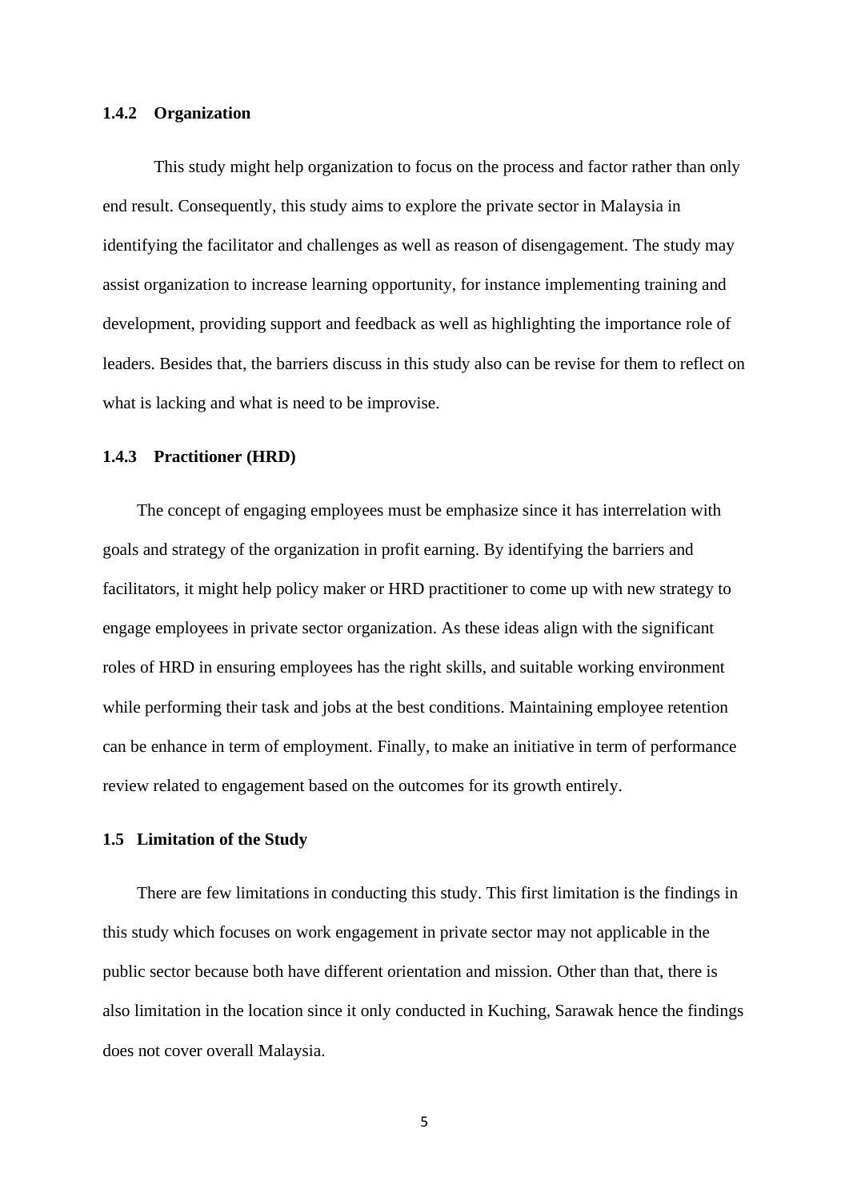### 1.4.2 Organization

This study might help organization to focus on the process and factor rather than only end result. Consequently, this study aims to explore the private sector in Malaysia in identifying the facilitator and challenges as well as reason of disengagement. The study may assist organization to increase learning opportunity, for instance implementing training and development, providing support and feedback as well as highlighting the importance role of leaders. Besides that, the barriers discuss in this study also can be revise for them to reflect on what is lacking and what is need to be improvise.

### 1.4.3 Practitioner (HRD)

The concept of engaging employees must be emphasize since it has interrelation with goals and strategy of the organization in profit earning. By identifying the barriers and facilitators, it might help policy maker or HRD practitioner to come up with new strategy to engage employees in private sector organization. As these ideas align with the significant roles of HRD in ensuring employees has the right skills, and suitable working environment while performing their task and jobs at the best conditions. Maintaining employee retention can be enhance in term of employment. Finally, to make an initiative in term of performance review related to engagement based on the outcomes for its growth entirely.

## 1.5 Limitation of the Study

There are few limitations in conducting this study. This first limitation is the findings in this study which focuses on work engagement in private sector may not applicable in the public sector because both have different orientation and mission. Other than that, there is also limitation in the location since it only conducted in Kuching, Sarawak hence the findings does not cover overall Malaysia.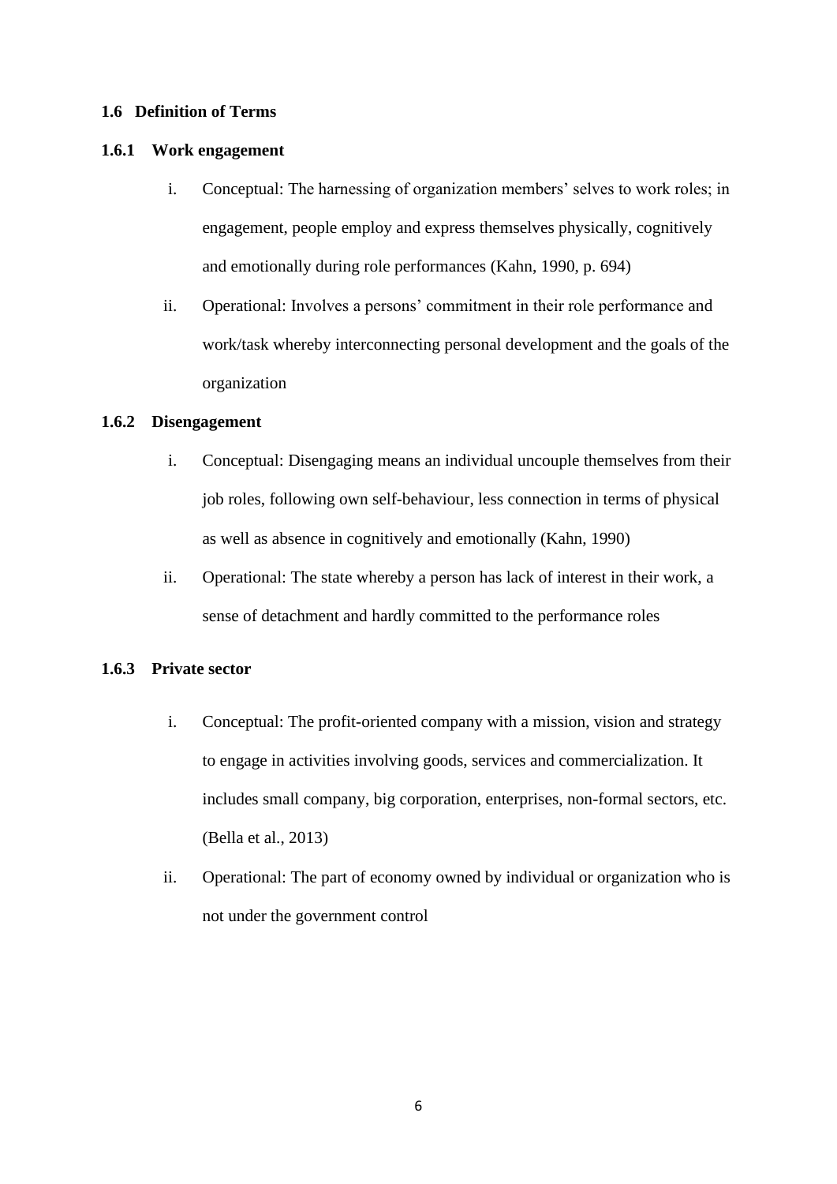## 1.6 Definition of Terms

### 1.6.1 Work engagement

i. Conceptual: The harnessing of organization members' selves to work roles; in engagement, people employ and express themselves physically, cognitively and emotionally during role performances (Kahn, 1990, p. 694)

ii. Operational: Involves a persons' commitment in their role performance and work/task whereby interconnecting personal development and the goals of the organization

### 1.6.2 Disengagement

i. Conceptual: Disengaging means an individual uncouple themselves from their job roles, following own self-behaviour, less connection in terms of physical as well as absence in cognitively and emotionally (Kahn, 1990)

ii. Operational: The state whereby a person has lack of interest in their work, a sense of detachment and hardly committed to the performance roles

### 1.6.3 Private sector

i. Conceptual: The profit-oriented company with a mission, vision and strategy to engage in activities involving goods, services and commercialization. It includes small company, big corporation, enterprises, non-formal sectors, etc. (Bella et al., 2013)

ii. Operational: The part of economy owned by individual or organization who is not under the government control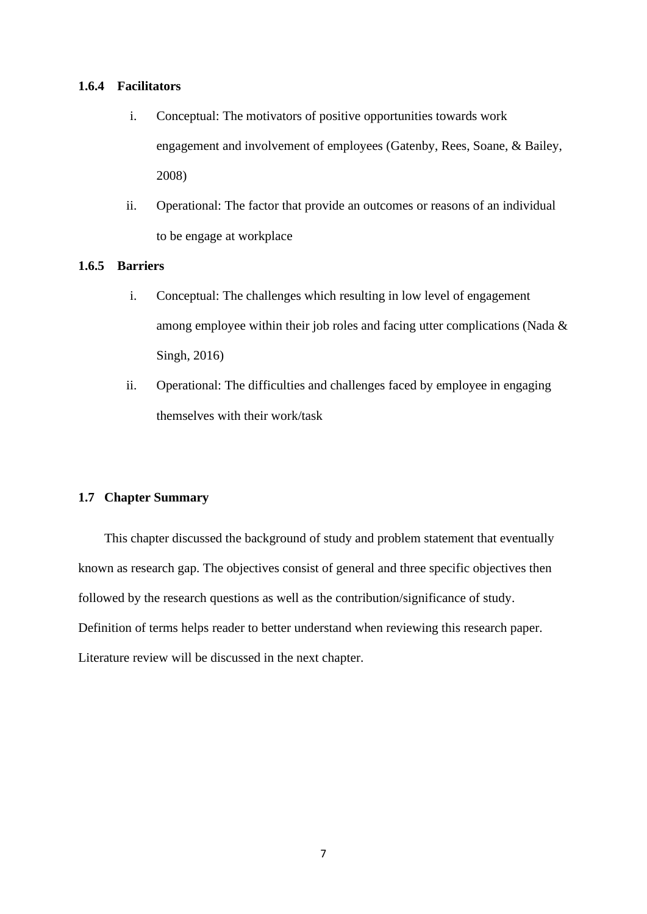### 1.6.4 Facilitators

i. Conceptual: The motivators of positive opportunities towards work engagement and involvement of employees (Gatenby, Rees, Soane, & Bailey, 2008)

ii. Operational: The factor that provide an outcomes or reasons of an individual to be engage at workplace

### 1.6.5 Barriers

i. Conceptual: The challenges which resulting in low level of engagement among employee within their job roles and facing utter complications (Nada & Singh, 2016)

ii. Operational: The difficulties and challenges faced by employee in engaging themselves with their work/task

## 1.7 Chapter Summary

This chapter discussed the background of study and problem statement that eventually known as research gap. The objectives consist of general and three specific objectives then followed by the research questions as well as the contribution/significance of study. Definition of terms helps reader to better understand when reviewing this research paper. Literature review will be discussed in the next chapter.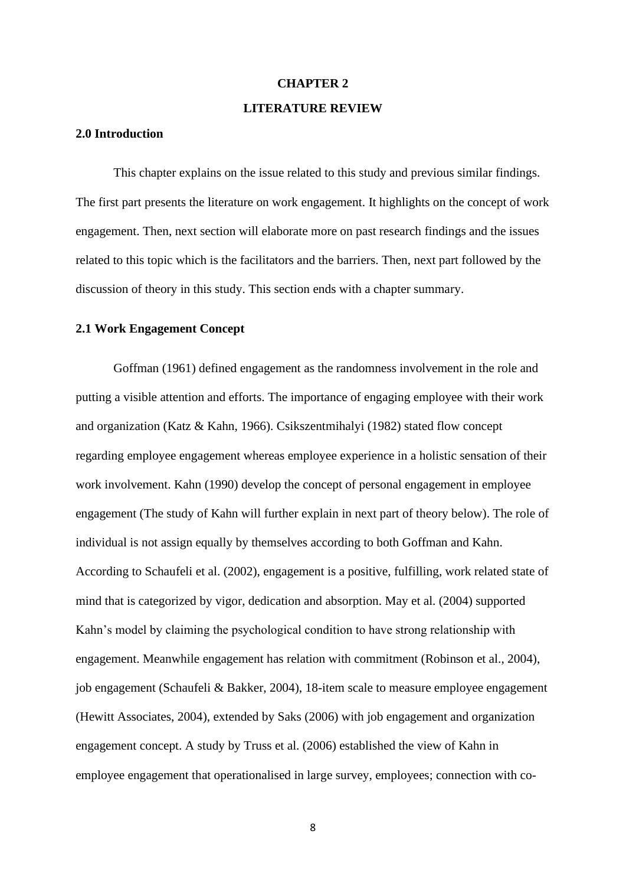# CHAPTER 2

# LITERATURE REVIEW

## 2.0 Introduction

This chapter explains on the issue related to this study and previous similar findings. The first part presents the literature on work engagement. It highlights on the concept of work engagement. Then, next section will elaborate more on past research findings and the issues related to this topic which is the facilitators and the barriers. Then, next part followed by the discussion of theory in this study. This section ends with a chapter summary.

## 2.1 Work Engagement Concept

Goffman (1961) defined engagement as the randomness involvement in the role and putting a visible attention and efforts. The importance of engaging employee with their work and organization (Katz & Kahn, 1966). Csikszentmihalyi (1982) stated flow concept regarding employee engagement whereas employee experience in a holistic sensation of their work involvement. Kahn (1990) develop the concept of personal engagement in employee engagement (The study of Kahn will further explain in next part of theory below). The role of individual is not assign equally by themselves according to both Goffman and Kahn. According to Schaufeli et al. (2002), engagement is a positive, fulfilling, work related state of mind that is categorized by vigor, dedication and absorption. May et al. (2004) supported Kahn's model by claiming the psychological condition to have strong relationship with engagement. Meanwhile engagement has relation with commitment (Robinson et al., 2004), job engagement (Schaufeli & Bakker, 2004), 18-item scale to measure employee engagement (Hewitt Associates, 2004), extended by Saks (2006) with job engagement and organization engagement concept. A study by Truss et al. (2006) established the view of Kahn in employee engagement that operationalised in large survey, employees; connection with co-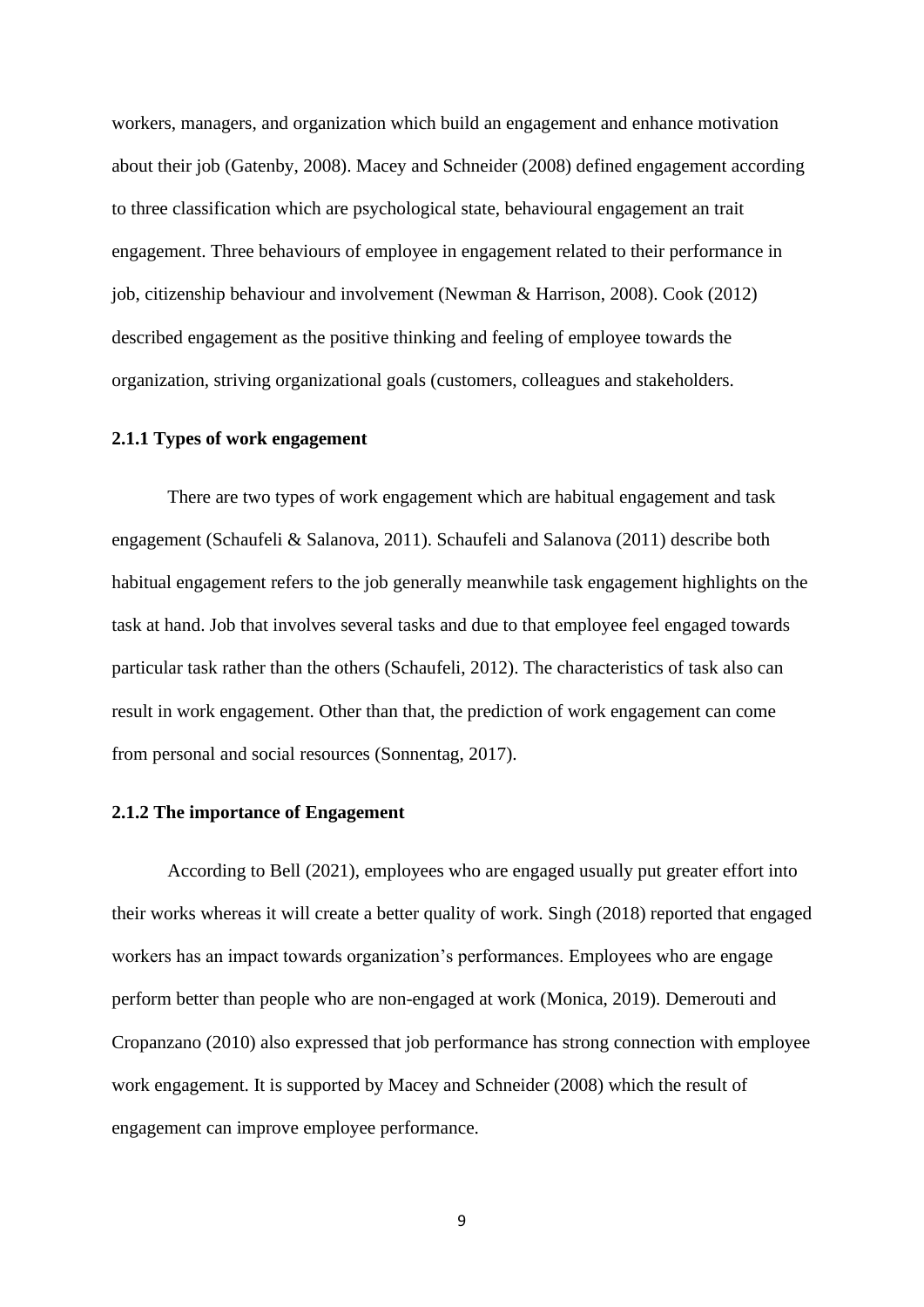workers, managers, and organization which build an engagement and enhance motivation about their job (Gatenby, 2008). Macey and Schneider (2008) defined engagement according to three classification which are psychological state, behavioural engagement an trait engagement. Three behaviours of employee in engagement related to their performance in job, citizenship behaviour and involvement (Newman & Harrison, 2008). Cook (2012) described engagement as the positive thinking and feeling of employee towards the organization, striving organizational goals (customers, colleagues and stakeholders.

### 2.1.1 Types of work engagement

There are two types of work engagement which are habitual engagement and task engagement (Schaufeli & Salanova, 2011). Schaufeli and Salanova (2011) describe both habitual engagement refers to the job generally meanwhile task engagement highlights on the task at hand. Job that involves several tasks and due to that employee feel engaged towards particular task rather than the others (Schaufeli, 2012). The characteristics of task also can result in work engagement. Other than that, the prediction of work engagement can come from personal and social resources (Sonnentag, 2017).

### 2.1.2 The importance of Engagement

According to Bell (2021), employees who are engaged usually put greater effort into their works whereas it will create a better quality of work. Singh (2018) reported that engaged workers has an impact towards organization's performances. Employees who are engage perform better than people who are non-engaged at work (Monica, 2019). Demerouti and Cropanzano (2010) also expressed that job performance has strong connection with employee work engagement. It is supported by Macey and Schneider (2008) which the result of engagement can improve employee performance.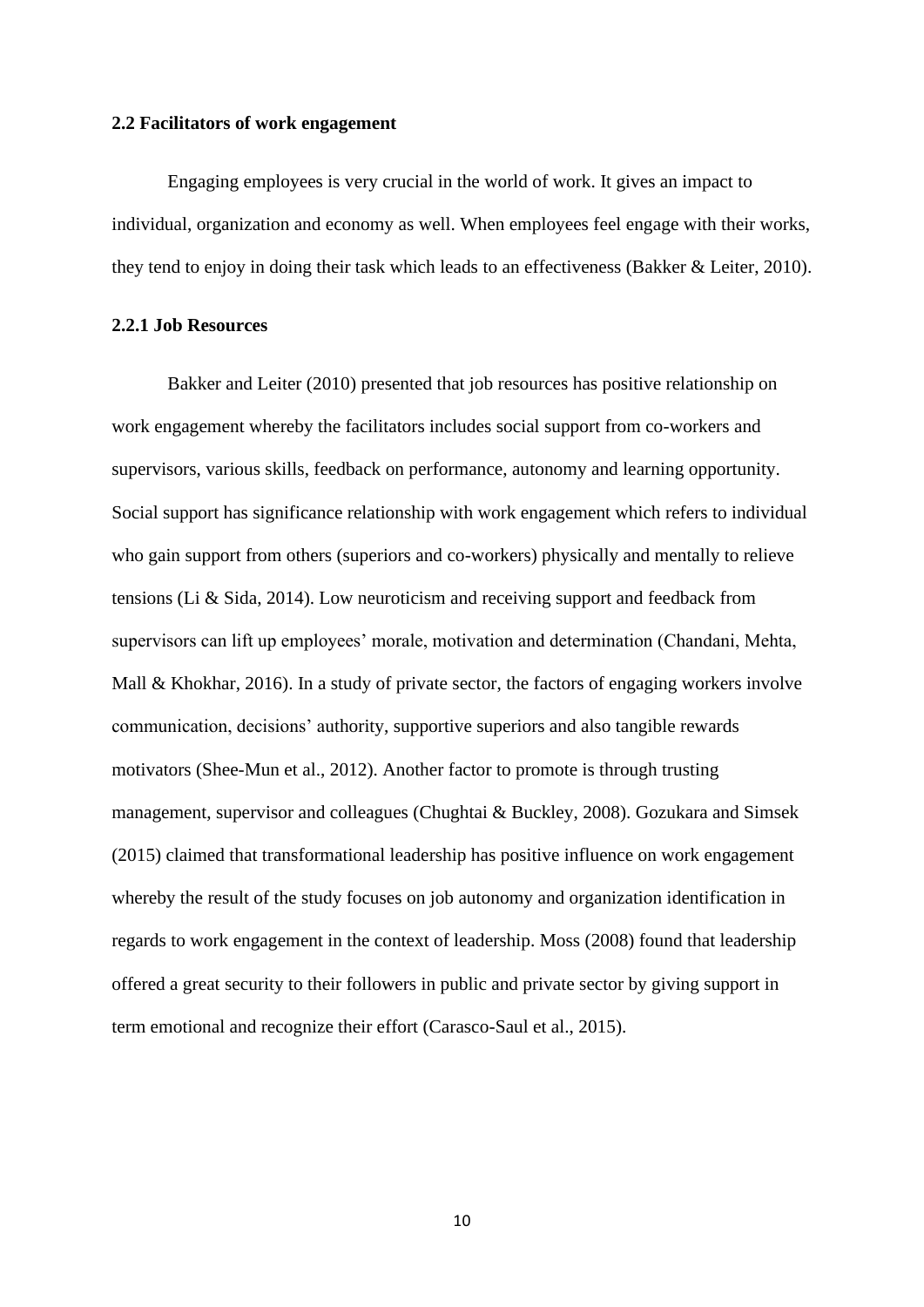## 2.2 Facilitators of work engagement

Engaging employees is very crucial in the world of work. It gives an impact to individual, organization and economy as well. When employees feel engage with their works, they tend to enjoy in doing their task which leads to an effectiveness (Bakker & Leiter, 2010).

### 2.2.1 Job Resources

Bakker and Leiter (2010) presented that job resources has positive relationship on work engagement whereby the facilitators includes social support from co-workers and supervisors, various skills, feedback on performance, autonomy and learning opportunity. Social support has significance relationship with work engagement which refers to individual who gain support from others (superiors and co-workers) physically and mentally to relieve tensions (Li & Sida, 2014). Low neuroticism and receiving support and feedback from supervisors can lift up employees' morale, motivation and determination (Chandani, Mehta, Mall & Khokhar, 2016). In a study of private sector, the factors of engaging workers involve communication, decisions' authority, supportive superiors and also tangible rewards motivators (Shee-Mun et al., 2012). Another factor to promote is through trusting management, supervisor and colleagues (Chughtai & Buckley, 2008). Gozukara and Simsek (2015) claimed that transformational leadership has positive influence on work engagement whereby the result of the study focuses on job autonomy and organization identification in regards to work engagement in the context of leadership. Moss (2008) found that leadership offered a great security to their followers in public and private sector by giving support in term emotional and recognize their effort (Carasco-Saul et al., 2015).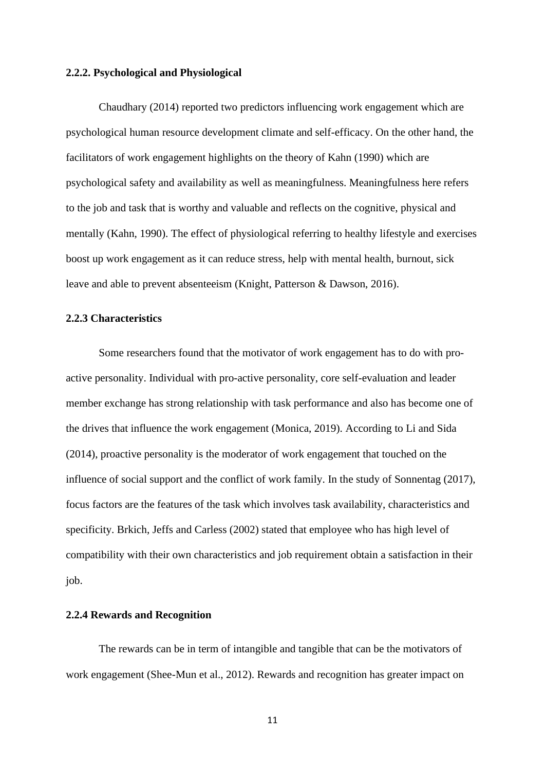### 2.2.2. Psychological and Physiological

Chaudhary (2014) reported two predictors influencing work engagement which are psychological human resource development climate and self-efficacy. On the other hand, the facilitators of work engagement highlights on the theory of Kahn (1990) which are psychological safety and availability as well as meaningfulness. Meaningfulness here refers to the job and task that is worthy and valuable and reflects on the cognitive, physical and mentally (Kahn, 1990). The effect of physiological referring to healthy lifestyle and exercises boost up work engagement as it can reduce stress, help with mental health, burnout, sick leave and able to prevent absenteeism (Knight, Patterson & Dawson, 2016).

### 2.2.3 Characteristics

Some researchers found that the motivator of work engagement has to do with pro-active personality. Individual with pro-active personality, core self-evaluation and leader member exchange has strong relationship with task performance and also has become one of the drives that influence the work engagement (Monica, 2019). According to Li and Sida (2014), proactive personality is the moderator of work engagement that touched on the influence of social support and the conflict of work family. In the study of Sonnentag (2017), focus factors are the features of the task which involves task availability, characteristics and specificity. Brkich, Jeffs and Carless (2002) stated that employee who has high level of compatibility with their own characteristics and job requirement obtain a satisfaction in their job.

### 2.2.4 Rewards and Recognition

The rewards can be in term of intangible and tangible that can be the motivators of work engagement (Shee-Mun et al., 2012). Rewards and recognition has greater impact on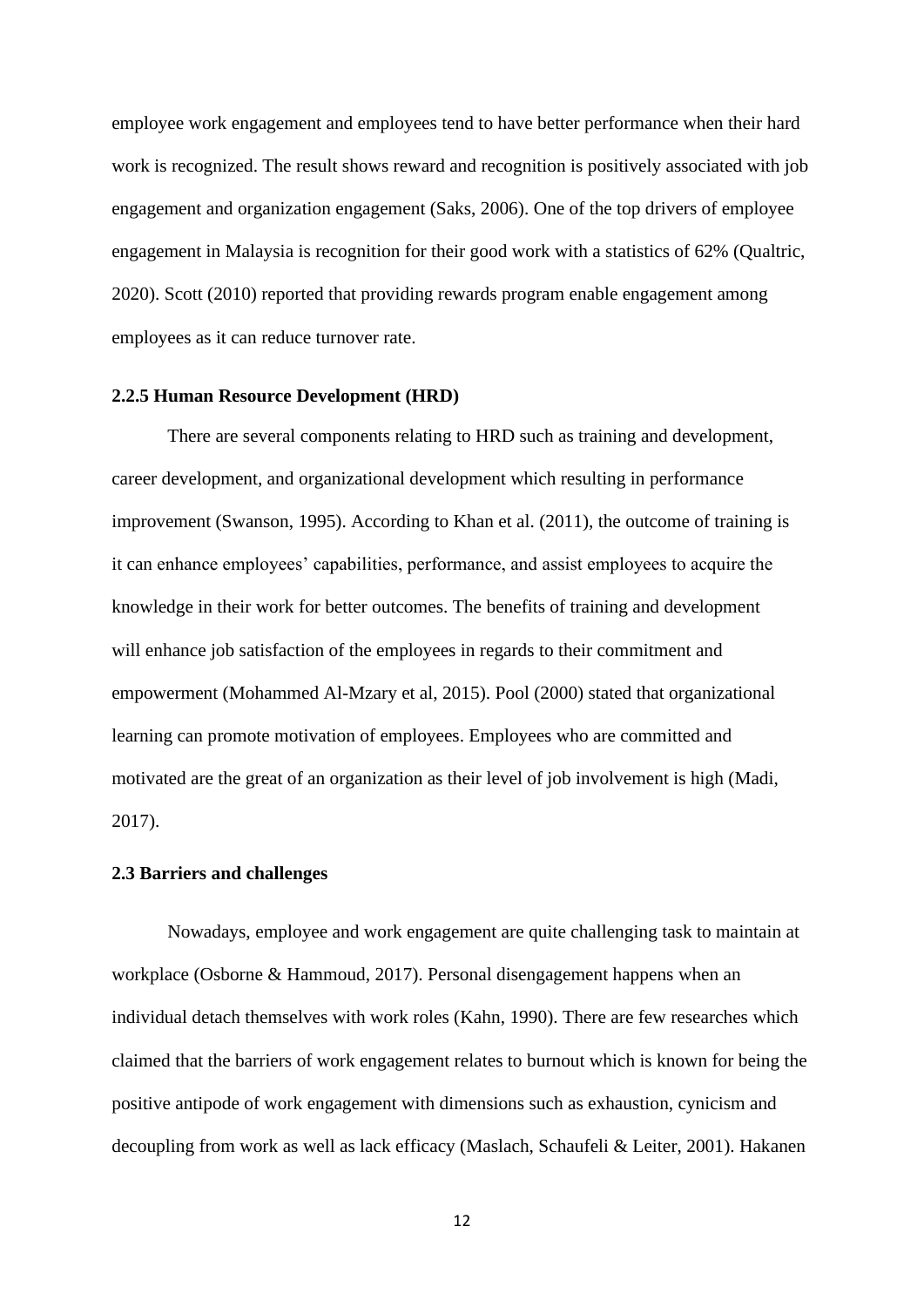employee work engagement and employees tend to have better performance when their hard work is recognized. The result shows reward and recognition is positively associated with job engagement and organization engagement (Saks, 2006). One of the top drivers of employee engagement in Malaysia is recognition for their good work with a statistics of 62% (Qualtric, 2020). Scott (2010) reported that providing rewards program enable engagement among employees as it can reduce turnover rate.

### 2.2.5 Human Resource Development (HRD)

There are several components relating to HRD such as training and development, career development, and organizational development which resulting in performance improvement (Swanson, 1995). According to Khan et al. (2011), the outcome of training is it can enhance employees' capabilities, performance, and assist employees to acquire the knowledge in their work for better outcomes. The benefits of training and development will enhance job satisfaction of the employees in regards to their commitment and empowerment (Mohammed Al-Mzary et al, 2015). Pool (2000) stated that organizational learning can promote motivation of employees. Employees who are committed and motivated are the great of an organization as their level of job involvement is high (Madi, 2017).

## 2.3 Barriers and challenges

Nowadays, employee and work engagement are quite challenging task to maintain at workplace (Osborne & Hammoud, 2017). Personal disengagement happens when an individual detach themselves with work roles (Kahn, 1990). There are few researches which claimed that the barriers of work engagement relates to burnout which is known for being the positive antipode of work engagement with dimensions such as exhaustion, cynicism and decoupling from work as well as lack efficacy (Maslach, Schaufeli & Leiter, 2001). Hakanen